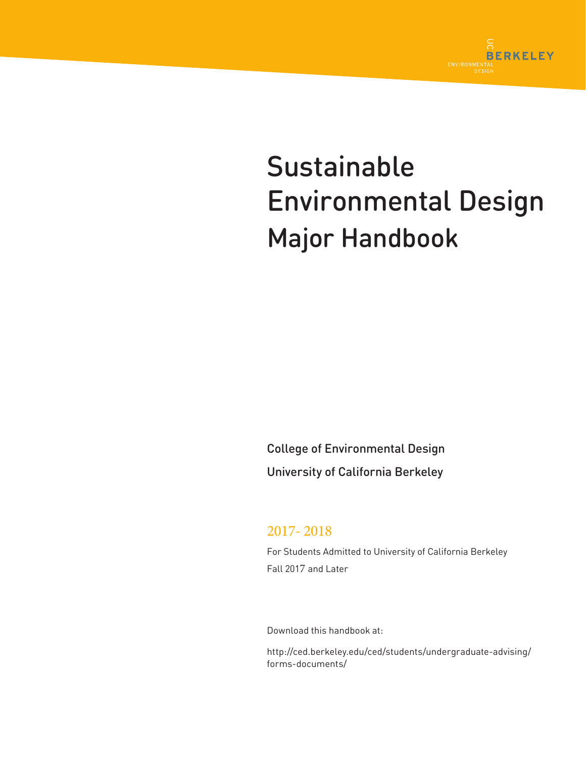UC BERKELEY
ENVIRONMENTAL DESIGN

# Sustainable Environmental Design

## Major Handbook

College of Environmental Design

University of California Berkeley

2017- 2018

For Students Admitted to University of California Berkeley

Fall 2017 and Later

Download this handbook at:

http://ced.berkeley.edu/ced/students/undergraduate-advising/forms-documents/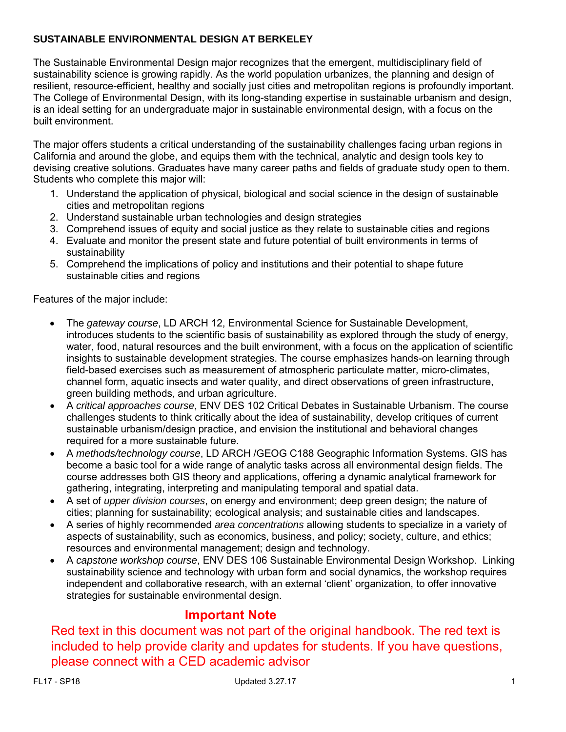# SUSTAINABLE ENVIRONMENTAL DESIGN AT BERKELEY

The Sustainable Environmental Design major recognizes that the emergent, multidisciplinary field of sustainability science is growing rapidly. As the world population urbanizes, the planning and design of resilient, resource-efficient, healthy and socially just cities and metropolitan regions is profoundly important. The College of Environmental Design, with its long-standing expertise in sustainable urbanism and design, is an ideal setting for an undergraduate major in sustainable environmental design, with a focus on the built environment.

The major offers students a critical understanding of the sustainability challenges facing urban regions in California and around the globe, and equips them with the technical, analytic and design tools key to devising creative solutions. Graduates have many career paths and fields of graduate study open to them. Students who complete this major will:

1. Understand the application of physical, biological and social science in the design of sustainable cities and metropolitan regions
2. Understand sustainable urban technologies and design strategies
3. Comprehend issues of equity and social justice as they relate to sustainable cities and regions
4. Evaluate and monitor the present state and future potential of built environments in terms of sustainability
5. Comprehend the implications of policy and institutions and their potential to shape future sustainable cities and regions

Features of the major include:

- The *gateway course*, LD ARCH 12, Environmental Science for Sustainable Development, introduces students to the scientific basis of sustainability as explored through the study of energy, water, food, natural resources and the built environment, with a focus on the application of scientific insights to sustainable development strategies. The course emphasizes hands-on learning through field-based exercises such as measurement of atmospheric particulate matter, micro-climates, channel form, aquatic insects and water quality, and direct observations of green infrastructure, green building methods, and urban agriculture.
- A *critical approaches course*, ENV DES 102 Critical Debates in Sustainable Urbanism. The course challenges students to think critically about the idea of sustainability, develop critiques of current sustainable urbanism/design practice, and envision the institutional and behavioral changes required for a more sustainable future.
- A *methods/technology course*, LD ARCH /GEOG C188 Geographic Information Systems. GIS has become a basic tool for a wide range of analytic tasks across all environmental design fields. The course addresses both GIS theory and applications, offering a dynamic analytical framework for gathering, integrating, interpreting and manipulating temporal and spatial data.
- A set of *upper division courses*, on energy and environment; deep green design; the nature of cities; planning for sustainability; ecological analysis; and sustainable cities and landscapes.
- A series of highly recommended *area concentrations* allowing students to specialize in a variety of aspects of sustainability, such as economics, business, and policy; society, culture, and ethics; resources and environmental management; design and technology.
- A *capstone workshop course*, ENV DES 106 Sustainable Environmental Design Workshop. Linking sustainability science and technology with urban form and social dynamics, the workshop requires independent and collaborative research, with an external 'client' organization, to offer innovative strategies for sustainable environmental design.

**Important Note**

Red text in this document was not part of the original handbook. The red text is included to help provide clarity and updates for students. If you have questions, please connect with a CED academic advisor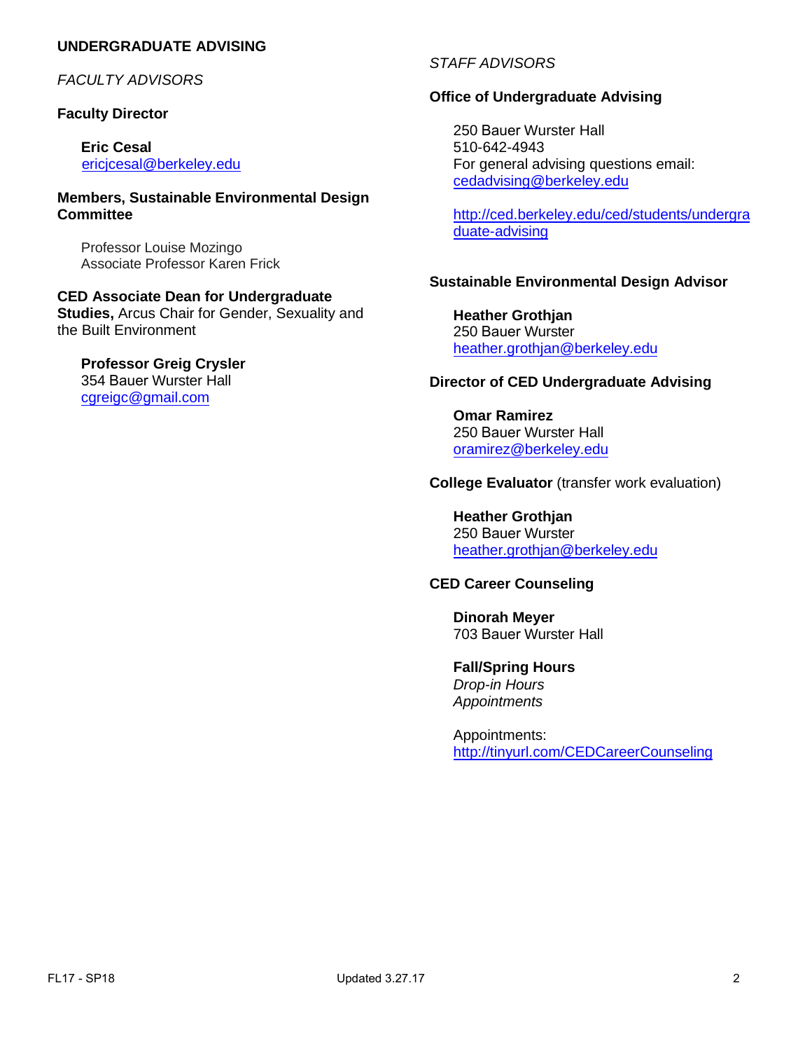## UNDERGRADUATE ADVISING

*FACULTY ADVISORS*

**Faculty Director**

**Eric Cesal**
ericjcesal@berkeley.edu

**Members, Sustainable Environmental Design Committee**

Professor Louise Mozingo
Associate Professor Karen Frick

**CED Associate Dean for Undergraduate Studies,** Arcus Chair for Gender, Sexuality and the Built Environment

**Professor Greig Crysler**
354 Bauer Wurster Hall
cgreigc@gmail.com

*STAFF ADVISORS*

**Office of Undergraduate Advising**

250 Bauer Wurster Hall
510-642-4943
For general advising questions email:
cedadvising@berkeley.edu

http://ced.berkeley.edu/ced/students/undergraduate-advising

**Sustainable Environmental Design Advisor**

**Heather Grothjan**
250 Bauer Wurster
heather.grothjan@berkeley.edu

**Director of CED Undergraduate Advising**

**Omar Ramirez**
250 Bauer Wurster Hall
oramirez@berkeley.edu

**College Evaluator** (transfer work evaluation)

**Heather Grothjan**
250 Bauer Wurster
heather.grothjan@berkeley.edu

**CED Career Counseling**

**Dinorah Meyer**
703 Bauer Wurster Hall

**Fall/Spring Hours**
*Drop-in Hours*
*Appointments*

Appointments:
http://tinyurl.com/CEDCareerCounseling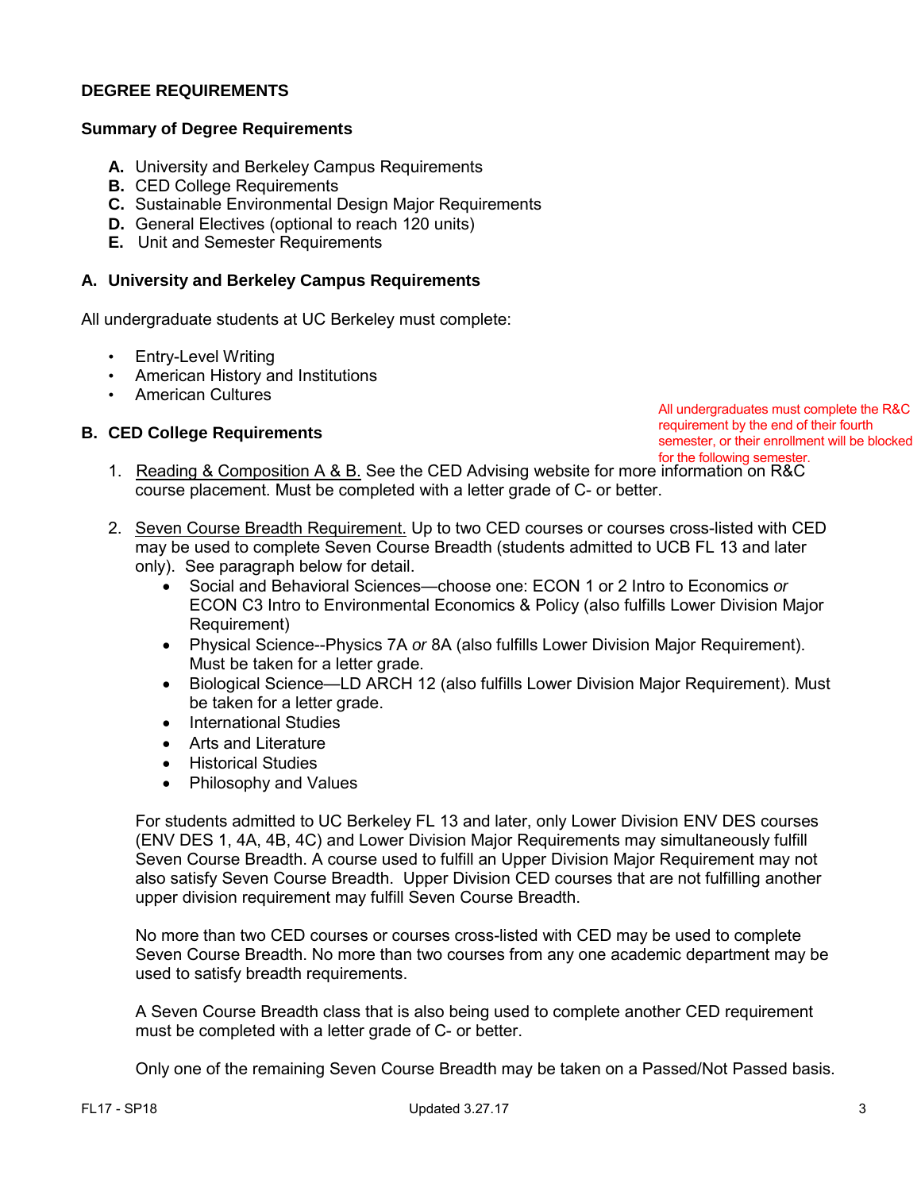## DEGREE REQUIREMENTS

### Summary of Degree Requirements

**A.** University and Berkeley Campus Requirements
**B.** CED College Requirements
**C.** Sustainable Environmental Design Major Requirements
**D.** General Electives (optional to reach 120 units)
**E.** Unit and Semester Requirements

### A. University and Berkeley Campus Requirements

All undergraduate students at UC Berkeley must complete:

- Entry-Level Writing
- American History and Institutions
- American Cultures

### B. CED College Requirements

All undergraduates must complete the R&C requirement by the end of their fourth semester, or their enrollment will be blocked for the following semester.

1. Reading & Composition A & B. See the CED Advising website for more information on R&C course placement. Must be completed with a letter grade of C- or better.

2. Seven Course Breadth Requirement. Up to two CED courses or courses cross-listed with CED may be used to complete Seven Course Breadth (students admitted to UCB FL 13 and later only). See paragraph below for detail.
   - Social and Behavioral Sciences—choose one: ECON 1 or 2 Intro to Economics *or* ECON C3 Intro to Environmental Economics & Policy (also fulfills Lower Division Major Requirement)
   - Physical Science--Physics 7A *or* 8A (also fulfills Lower Division Major Requirement). Must be taken for a letter grade.
   - Biological Science—LD ARCH 12 (also fulfills Lower Division Major Requirement). Must be taken for a letter grade.
   - International Studies
   - Arts and Literature
   - Historical Studies
   - Philosophy and Values

   For students admitted to UC Berkeley FL 13 and later, only Lower Division ENV DES courses (ENV DES 1, 4A, 4B, 4C) and Lower Division Major Requirements may simultaneously fulfill Seven Course Breadth. A course used to fulfill an Upper Division Major Requirement may not also satisfy Seven Course Breadth. Upper Division CED courses that are not fulfilling another upper division requirement may fulfill Seven Course Breadth.

   No more than two CED courses or courses cross-listed with CED may be used to complete Seven Course Breadth. No more than two courses from any one academic department may be used to satisfy breadth requirements.

   A Seven Course Breadth class that is also being used to complete another CED requirement must be completed with a letter grade of C- or better.

   Only one of the remaining Seven Course Breadth may be taken on a Passed/Not Passed basis.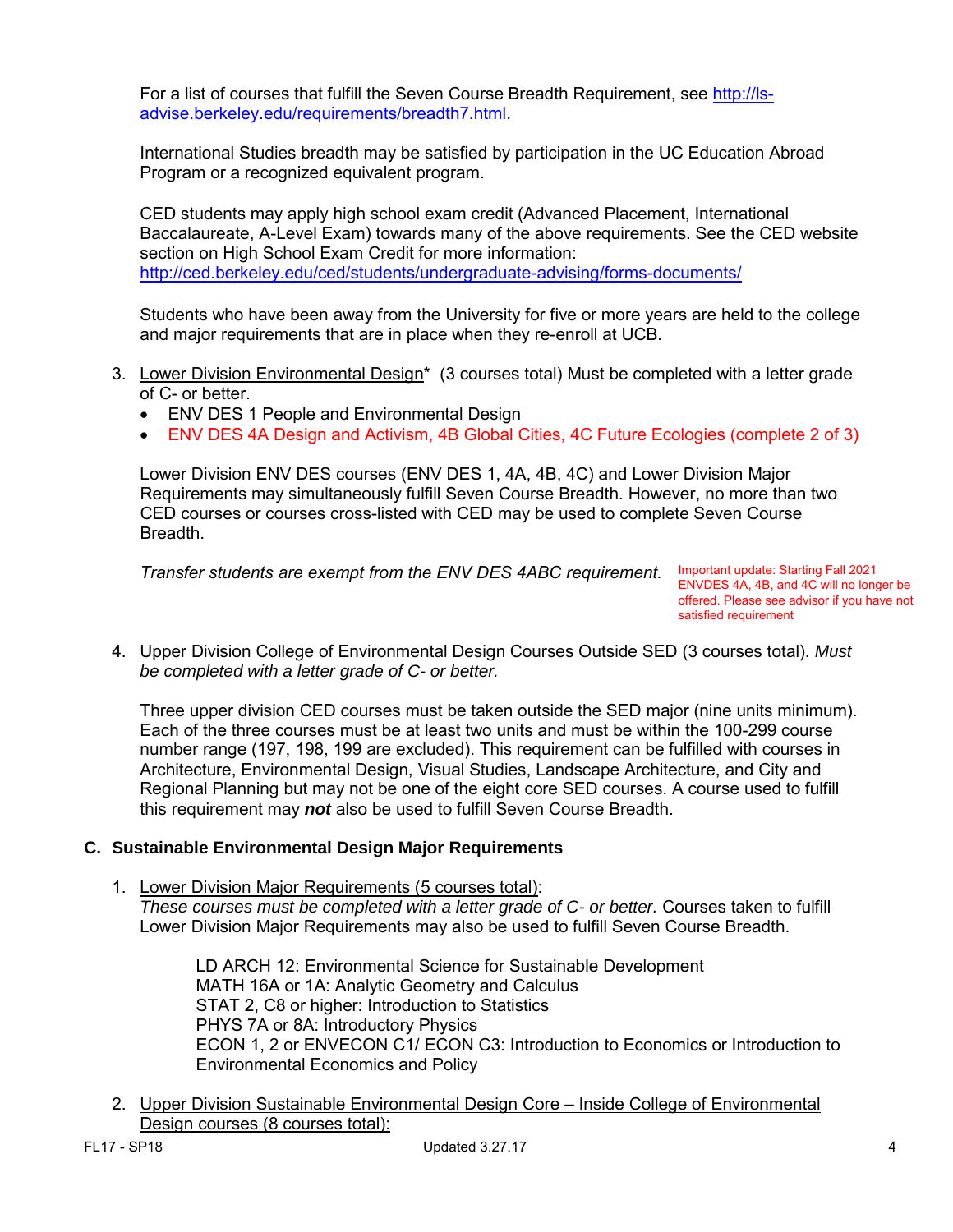For a list of courses that fulfill the Seven Course Breadth Requirement, see http://ls-advise.berkeley.edu/requirements/breadth7.html.

International Studies breadth may be satisfied by participation in the UC Education Abroad Program or a recognized equivalent program.

CED students may apply high school exam credit (Advanced Placement, International Baccalaureate, A-Level Exam) towards many of the above requirements. See the CED website section on High School Exam Credit for more information: http://ced.berkeley.edu/ced/students/undergraduate-advising/forms-documents/

Students who have been away from the University for five or more years are held to the college and major requirements that are in place when they re-enroll at UCB.

3. Lower Division Environmental Design* (3 courses total) Must be completed with a letter grade of C- or better.
   - ENV DES 1 People and Environmental Design
   - ENV DES 4A Design and Activism, 4B Global Cities, 4C Future Ecologies (complete 2 of 3)

   Lower Division ENV DES courses (ENV DES 1, 4A, 4B, 4C) and Lower Division Major Requirements may simultaneously fulfill Seven Course Breadth. However, no more than two CED courses or courses cross-listed with CED may be used to complete Seven Course Breadth.

   *Transfer students are exempt from the ENV DES 4ABC requirement.*

   Important update: Starting Fall 2021 ENVDES 4A, 4B, and 4C will no longer be offered. Please see advisor if you have not satisfied requirement

4. Upper Division College of Environmental Design Courses Outside SED (3 courses total). *Must be completed with a letter grade of C- or better.*

   Three upper division CED courses must be taken outside the SED major (nine units minimum). Each of the three courses must be at least two units and must be within the 100-299 course number range (197, 198, 199 are excluded). This requirement can be fulfilled with courses in Architecture, Environmental Design, Visual Studies, Landscape Architecture, and City and Regional Planning but may not be one of the eight core SED courses. A course used to fulfill this requirement may ***not*** also be used to fulfill Seven Course Breadth.

### C. Sustainable Environmental Design Major Requirements

1. Lower Division Major Requirements (5 courses total):
   *These courses must be completed with a letter grade of C- or better.* Courses taken to fulfill Lower Division Major Requirements may also be used to fulfill Seven Course Breadth.

   LD ARCH 12: Environmental Science for Sustainable Development
   MATH 16A or 1A: Analytic Geometry and Calculus
   STAT 2, C8 or higher: Introduction to Statistics
   PHYS 7A or 8A: Introductory Physics
   ECON 1, 2 or ENVECON C1/ ECON C3: Introduction to Economics or Introduction to Environmental Economics and Policy

2. Upper Division Sustainable Environmental Design Core – Inside College of Environmental Design courses (8 courses total):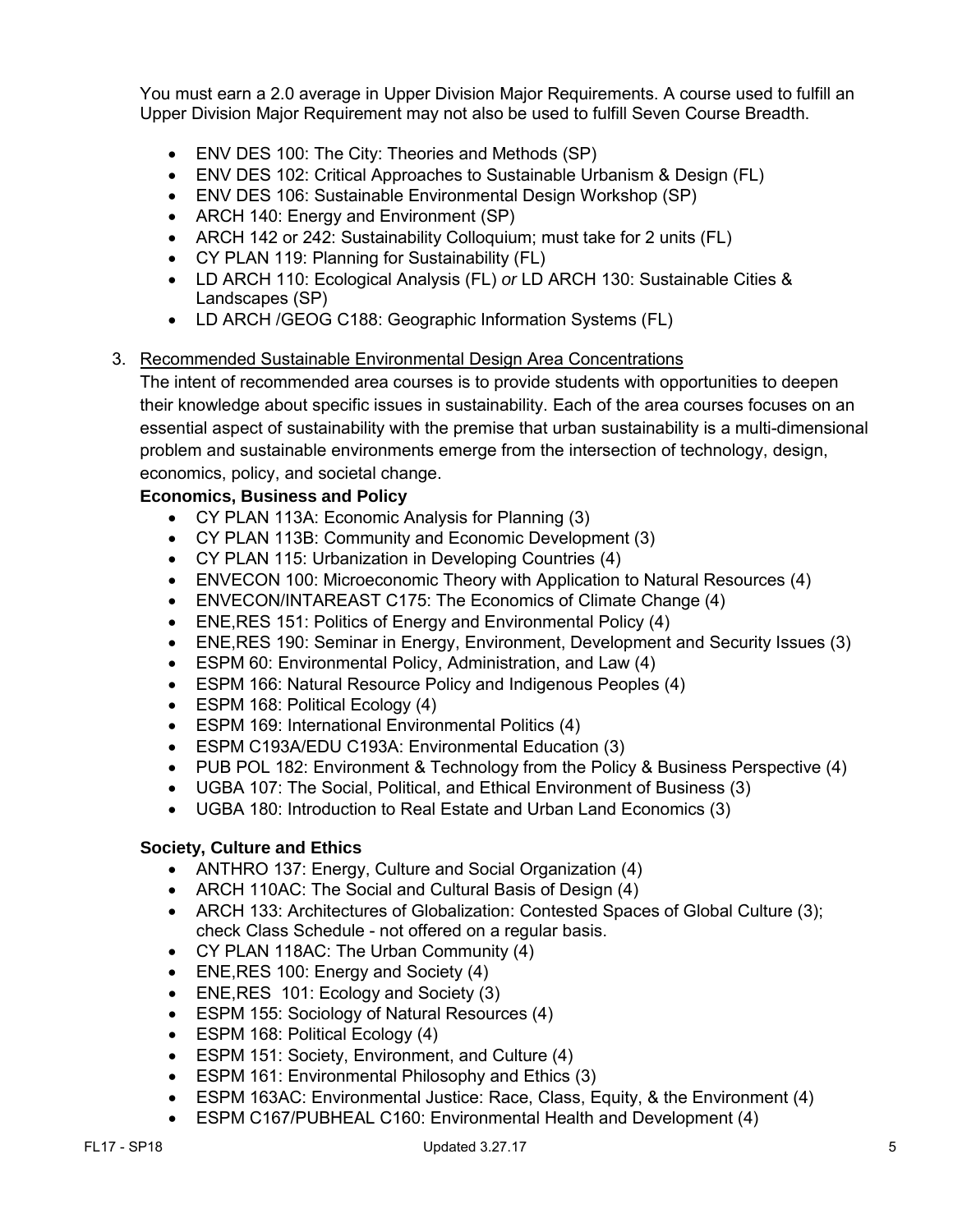You must earn a 2.0 average in Upper Division Major Requirements. A course used to fulfill an Upper Division Major Requirement may not also be used to fulfill Seven Course Breadth.

- ENV DES 100: The City: Theories and Methods (SP)
- ENV DES 102: Critical Approaches to Sustainable Urbanism & Design (FL)
- ENV DES 106: Sustainable Environmental Design Workshop (SP)
- ARCH 140: Energy and Environment (SP)
- ARCH 142 or 242: Sustainability Colloquium; must take for 2 units (FL)
- CY PLAN 119: Planning for Sustainability (FL)
- LD ARCH 110: Ecological Analysis (FL) *or* LD ARCH 130: Sustainable Cities & Landscapes (SP)
- LD ARCH /GEOG C188: Geographic Information Systems (FL)

3. Recommended Sustainable Environmental Design Area Concentrations

The intent of recommended area courses is to provide students with opportunities to deepen their knowledge about specific issues in sustainability. Each of the area courses focuses on an essential aspect of sustainability with the premise that urban sustainability is a multi-dimensional problem and sustainable environments emerge from the intersection of technology, design, economics, policy, and societal change.

**Economics, Business and Policy**

- CY PLAN 113A: Economic Analysis for Planning (3)
- CY PLAN 113B: Community and Economic Development (3)
- CY PLAN 115: Urbanization in Developing Countries (4)
- ENVECON 100: Microeconomic Theory with Application to Natural Resources (4)
- ENVECON/INTAREAST C175: The Economics of Climate Change (4)
- ENE,RES 151: Politics of Energy and Environmental Policy (4)
- ENE,RES 190: Seminar in Energy, Environment, Development and Security Issues (3)
- ESPM 60: Environmental Policy, Administration, and Law (4)
- ESPM 166: Natural Resource Policy and Indigenous Peoples (4)
- ESPM 168: Political Ecology (4)
- ESPM 169: International Environmental Politics (4)
- ESPM C193A/EDU C193A: Environmental Education (3)
- PUB POL 182: Environment & Technology from the Policy & Business Perspective (4)
- UGBA 107: The Social, Political, and Ethical Environment of Business (3)
- UGBA 180: Introduction to Real Estate and Urban Land Economics (3)

**Society, Culture and Ethics**

- ANTHRO 137: Energy, Culture and Social Organization (4)
- ARCH 110AC: The Social and Cultural Basis of Design (4)
- ARCH 133: Architectures of Globalization: Contested Spaces of Global Culture (3); check Class Schedule - not offered on a regular basis.
- CY PLAN 118AC: The Urban Community (4)
- ENE,RES 100: Energy and Society (4)
- ENE,RES 101: Ecology and Society (3)
- ESPM 155: Sociology of Natural Resources (4)
- ESPM 168: Political Ecology (4)
- ESPM 151: Society, Environment, and Culture (4)
- ESPM 161: Environmental Philosophy and Ethics (3)
- ESPM 163AC: Environmental Justice: Race, Class, Equity, & the Environment (4)
- ESPM C167/PUBHEAL C160: Environmental Health and Development (4)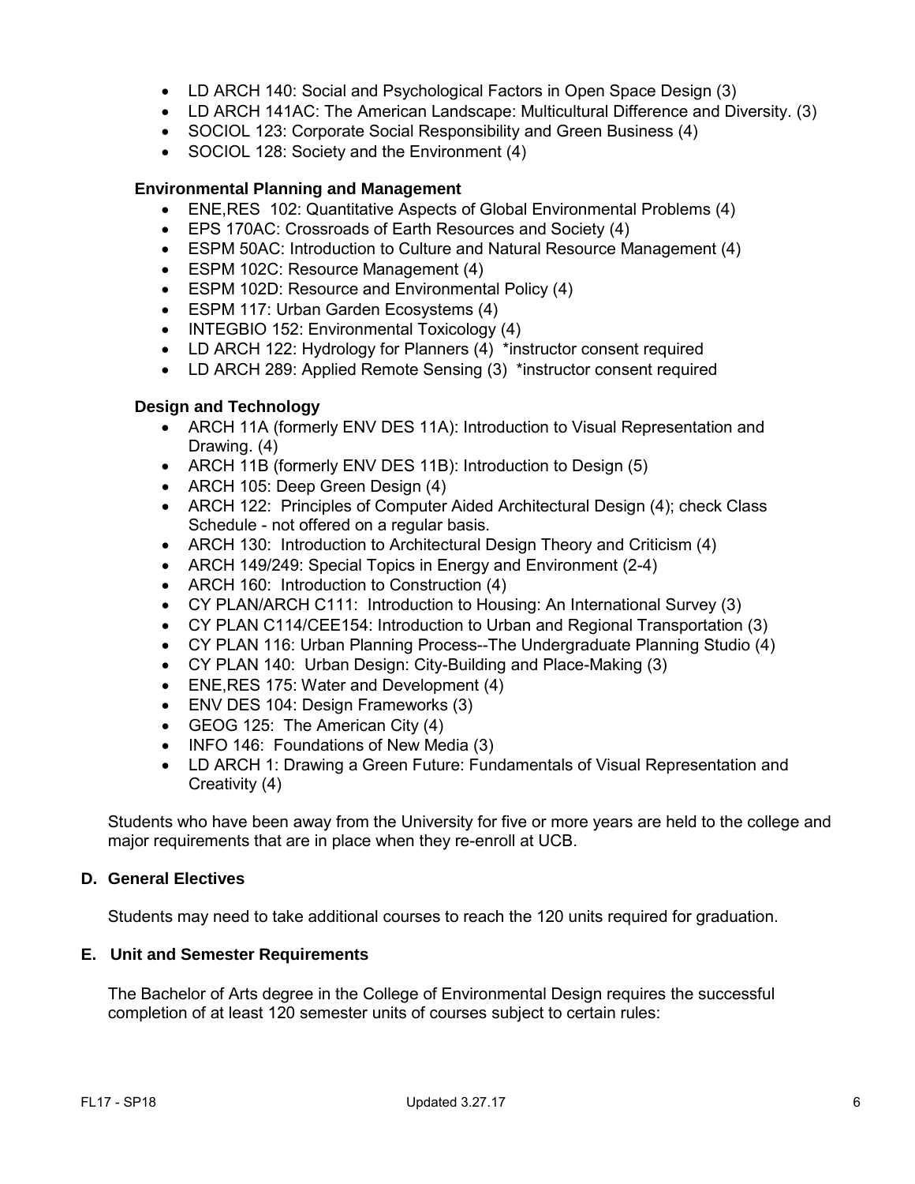- LD ARCH 140: Social and Psychological Factors in Open Space Design (3)
- LD ARCH 141AC: The American Landscape: Multicultural Difference and Diversity. (3)
- SOCIOL 123: Corporate Social Responsibility and Green Business (4)
- SOCIOL 128: Society and the Environment (4)

**Environmental Planning and Management**

- ENE,RES 102: Quantitative Aspects of Global Environmental Problems (4)
- EPS 170AC: Crossroads of Earth Resources and Society (4)
- ESPM 50AC: Introduction to Culture and Natural Resource Management (4)
- ESPM 102C: Resource Management (4)
- ESPM 102D: Resource and Environmental Policy (4)
- ESPM 117: Urban Garden Ecosystems (4)
- INTEGBIO 152: Environmental Toxicology (4)
- LD ARCH 122: Hydrology for Planners (4) *instructor consent required
- LD ARCH 289: Applied Remote Sensing (3) *instructor consent required

**Design and Technology**

- ARCH 11A (formerly ENV DES 11A): Introduction to Visual Representation and Drawing. (4)
- ARCH 11B (formerly ENV DES 11B): Introduction to Design (5)
- ARCH 105: Deep Green Design (4)
- ARCH 122: Principles of Computer Aided Architectural Design (4); check Class Schedule - not offered on a regular basis.
- ARCH 130: Introduction to Architectural Design Theory and Criticism (4)
- ARCH 149/249: Special Topics in Energy and Environment (2-4)
- ARCH 160: Introduction to Construction (4)
- CY PLAN/ARCH C111: Introduction to Housing: An International Survey (3)
- CY PLAN C114/CEE154: Introduction to Urban and Regional Transportation (3)
- CY PLAN 116: Urban Planning Process--The Undergraduate Planning Studio (4)
- CY PLAN 140: Urban Design: City-Building and Place-Making (3)
- ENE,RES 175: Water and Development (4)
- ENV DES 104: Design Frameworks (3)
- GEOG 125: The American City (4)
- INFO 146: Foundations of New Media (3)
- LD ARCH 1: Drawing a Green Future: Fundamentals of Visual Representation and Creativity (4)

Students who have been away from the University for five or more years are held to the college and major requirements that are in place when they re-enroll at UCB.

### D. General Electives

Students may need to take additional courses to reach the 120 units required for graduation.

### E. Unit and Semester Requirements

The Bachelor of Arts degree in the College of Environmental Design requires the successful completion of at least 120 semester units of courses subject to certain rules: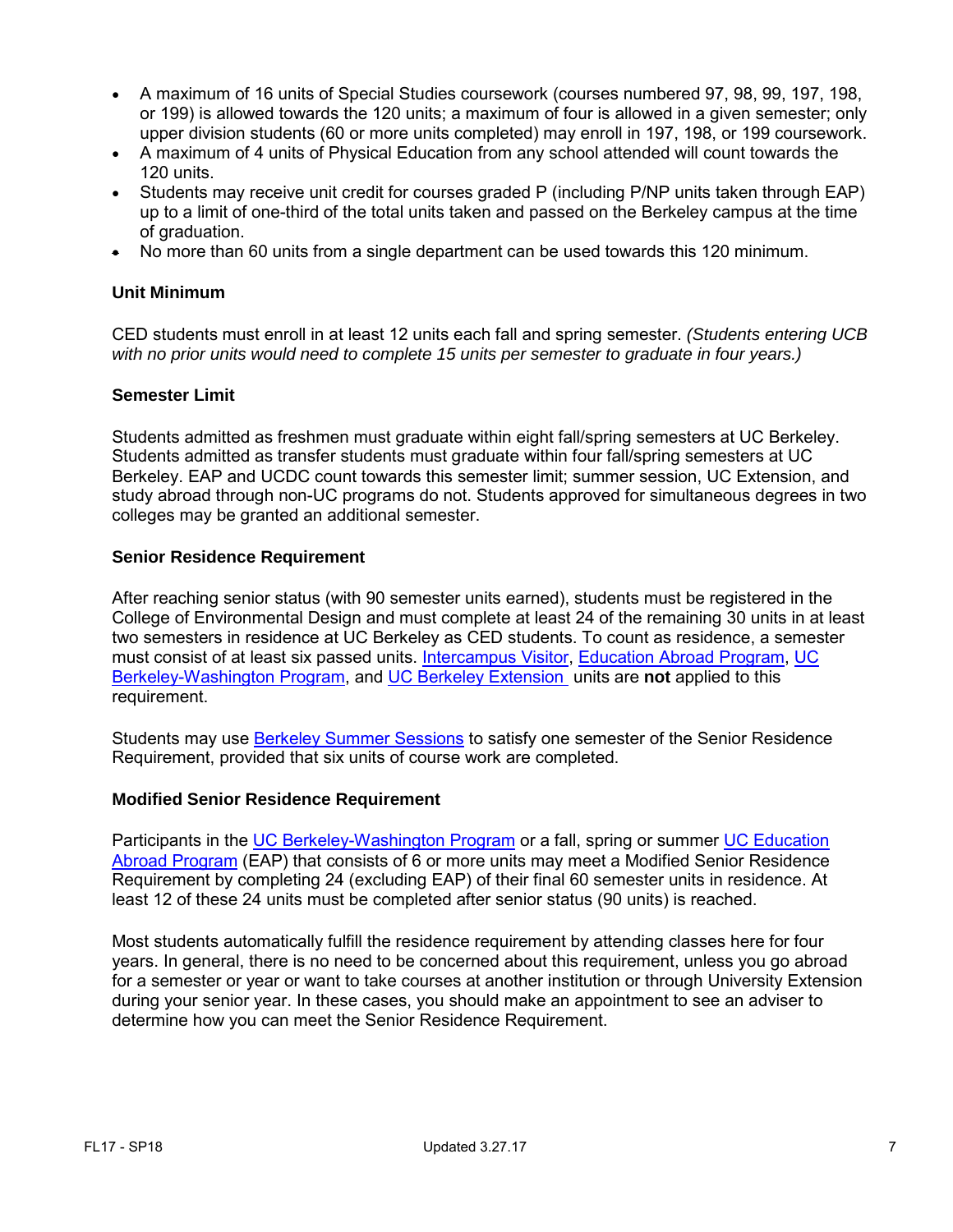- A maximum of 16 units of Special Studies coursework (courses numbered 97, 98, 99, 197, 198, or 199) is allowed towards the 120 units; a maximum of four is allowed in a given semester; only upper division students (60 or more units completed) may enroll in 197, 198, or 199 coursework.
- A maximum of 4 units of Physical Education from any school attended will count towards the 120 units.
- Students may receive unit credit for courses graded P (including P/NP units taken through EAP) up to a limit of one-third of the total units taken and passed on the Berkeley campus at the time of graduation.
- No more than 60 units from a single department can be used towards this 120 minimum.

**Unit Minimum**

CED students must enroll in at least 12 units each fall and spring semester. *(Students entering UCB with no prior units would need to complete 15 units per semester to graduate in four years.)*

**Semester Limit**

Students admitted as freshmen must graduate within eight fall/spring semesters at UC Berkeley. Students admitted as transfer students must graduate within four fall/spring semesters at UC Berkeley. EAP and UCDC count towards this semester limit; summer session, UC Extension, and study abroad through non-UC programs do not. Students approved for simultaneous degrees in two colleges may be granted an additional semester.

**Senior Residence Requirement**

After reaching senior status (with 90 semester units earned), students must be registered in the College of Environmental Design and must complete at least 24 of the remaining 30 units in at least two semesters in residence at UC Berkeley as CED students. To count as residence, a semester must consist of at least six passed units. Intercampus Visitor, Education Abroad Program, UC Berkeley-Washington Program, and UC Berkeley Extension units are **not** applied to this requirement.

Students may use Berkeley Summer Sessions to satisfy one semester of the Senior Residence Requirement, provided that six units of course work are completed.

**Modified Senior Residence Requirement**

Participants in the UC Berkeley-Washington Program or a fall, spring or summer UC Education Abroad Program (EAP) that consists of 6 or more units may meet a Modified Senior Residence Requirement by completing 24 (excluding EAP) of their final 60 semester units in residence. At least 12 of these 24 units must be completed after senior status (90 units) is reached.

Most students automatically fulfill the residence requirement by attending classes here for four years. In general, there is no need to be concerned about this requirement, unless you go abroad for a semester or year or want to take courses at another institution or through University Extension during your senior year. In these cases, you should make an appointment to see an adviser to determine how you can meet the Senior Residence Requirement.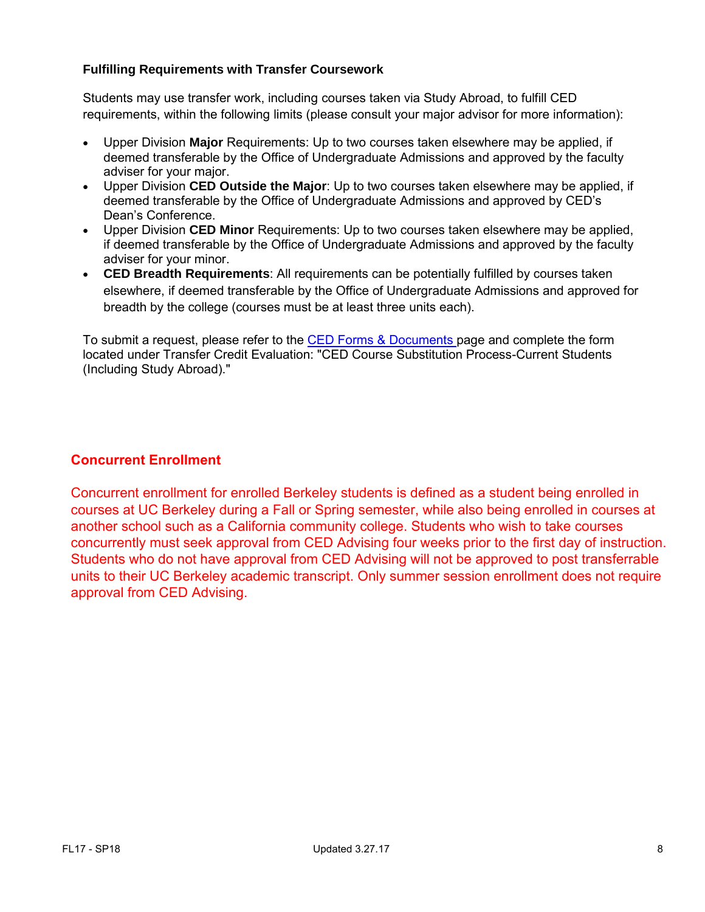### Fulfilling Requirements with Transfer Coursework

Students may use transfer work, including courses taken via Study Abroad, to fulfill CED requirements, within the following limits (please consult your major advisor for more information):

- Upper Division **Major** Requirements: Up to two courses taken elsewhere may be applied, if deemed transferable by the Office of Undergraduate Admissions and approved by the faculty adviser for your major.
- Upper Division **CED Outside the Major**: Up to two courses taken elsewhere may be applied, if deemed transferable by the Office of Undergraduate Admissions and approved by CED's Dean's Conference.
- Upper Division **CED Minor** Requirements: Up to two courses taken elsewhere may be applied, if deemed transferable by the Office of Undergraduate Admissions and approved by the faculty adviser for your minor.
- **CED Breadth Requirements**: All requirements can be potentially fulfilled by courses taken elsewhere, if deemed transferable by the Office of Undergraduate Admissions and approved for breadth by the college (courses must be at least three units each).

To submit a request, please refer to the CED Forms & Documents page and complete the form located under Transfer Credit Evaluation: "CED Course Substitution Process-Current Students (Including Study Abroad)."

## Concurrent Enrollment

Concurrent enrollment for enrolled Berkeley students is defined as a student being enrolled in courses at UC Berkeley during a Fall or Spring semester, while also being enrolled in courses at another school such as a California community college. Students who wish to take courses concurrently must seek approval from CED Advising four weeks prior to the first day of instruction. Students who do not have approval from CED Advising will not be approved to post transferrable units to their UC Berkeley academic transcript. Only summer session enrollment does not require approval from CED Advising.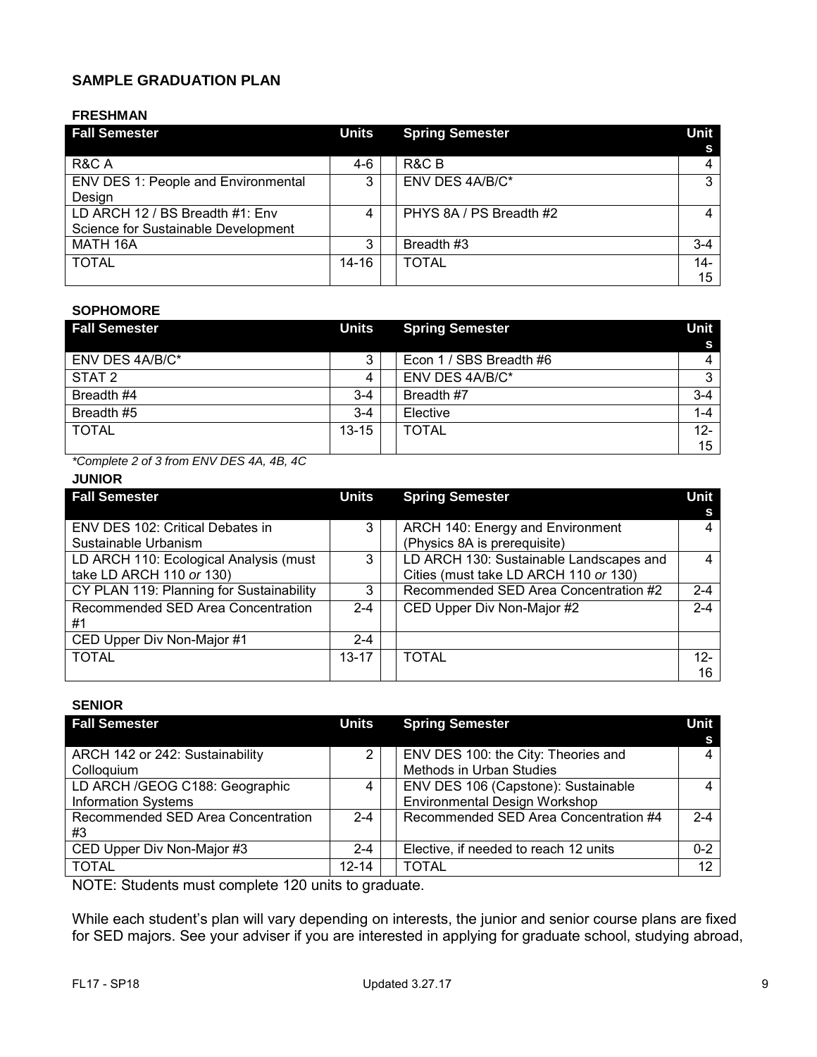## SAMPLE GRADUATION PLAN

### FRESHMAN

| Fall Semester | Units | | Spring Semester | Units |
|---|---|---|---|---|
| R&C A | 4-6 | | R&C B | 4 |
| ENV DES 1: People and Environmental Design | 3 | | ENV DES 4A/B/C* | 3 |
| LD ARCH 12 / BS Breadth #1: Env Science for Sustainable Development | 4 | | PHYS 8A / PS Breadth #2 | 4 |
| MATH 16A | 3 | | Breadth #3 | 3-4 |
| TOTAL | 14-16 | | TOTAL | 14-15 |

### SOPHOMORE

| Fall Semester | Units | | Spring Semester | Units |
|---|---|---|---|---|
| ENV DES 4A/B/C* | 3 | | Econ 1 / SBS Breadth #6 | 4 |
| STAT 2 | 4 | | ENV DES 4A/B/C* | 3 |
| Breadth #4 | 3-4 | | Breadth #7 | 3-4 |
| Breadth #5 | 3-4 | | Elective | 1-4 |
| TOTAL | 13-15 | | TOTAL | 12-15 |

*\*Complete 2 of 3 from ENV DES 4A, 4B, 4C*

### JUNIOR

| Fall Semester | Units | | Spring Semester | Units |
|---|---|---|---|---|
| ENV DES 102: Critical Debates in Sustainable Urbanism | 3 | | ARCH 140: Energy and Environment (Physics 8A is prerequisite) | 4 |
| LD ARCH 110: Ecological Analysis (must take LD ARCH 110 *or* 130) | 3 | | LD ARCH 130: Sustainable Landscapes and Cities (must take LD ARCH 110 *or* 130) | 4 |
| CY PLAN 119: Planning for Sustainability | 3 | | Recommended SED Area Concentration #2 | 2-4 |
| Recommended SED Area Concentration #1 | 2-4 | | CED Upper Div Non-Major #2 | 2-4 |
| CED Upper Div Non-Major #1 | 2-4 | | | |
| TOTAL | 13-17 | | TOTAL | 12-16 |

### SENIOR

| Fall Semester | Units | | Spring Semester | Units |
|---|---|---|---|---|
| ARCH 142 or 242: Sustainability Colloquium | 2 | | ENV DES 100: the City: Theories and Methods in Urban Studies | 4 |
| LD ARCH /GEOG C188: Geographic Information Systems | 4 | | ENV DES 106 (Capstone): Sustainable Environmental Design Workshop | 4 |
| Recommended SED Area Concentration #3 | 2-4 | | Recommended SED Area Concentration #4 | 2-4 |
| CED Upper Div Non-Major #3 | 2-4 | | Elective, if needed to reach 12 units | 0-2 |
| TOTAL | 12-14 | | TOTAL | 12 |

NOTE: Students must complete 120 units to graduate.

While each student's plan will vary depending on interests, the junior and senior course plans are fixed for SED majors. See your adviser if you are interested in applying for graduate school, studying abroad,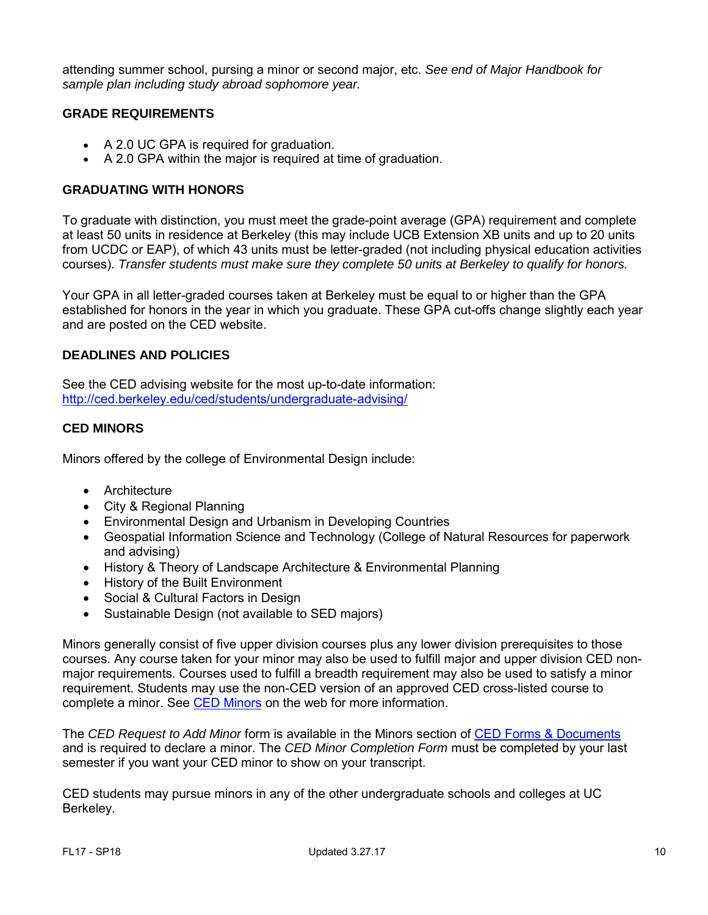attending summer school, pursing a minor or second major, etc. *See end of Major Handbook for sample plan including study abroad sophomore year.*

## GRADE REQUIREMENTS

- A 2.0 UC GPA is required for graduation.
- A 2.0 GPA within the major is required at time of graduation.

## GRADUATING WITH HONORS

To graduate with distinction, you must meet the grade-point average (GPA) requirement and complete at least 50 units in residence at Berkeley (this may include UCB Extension XB units and up to 20 units from UCDC or EAP), of which 43 units must be letter-graded (not including physical education activities courses). *Transfer students must make sure they complete 50 units at Berkeley to qualify for honors.*

Your GPA in all letter-graded courses taken at Berkeley must be equal to or higher than the GPA established for honors in the year in which you graduate. These GPA cut-offs change slightly each year and are posted on the CED website.

## DEADLINES AND POLICIES

See the CED advising website for the most up-to-date information:
[http://ced.berkeley.edu/ced/students/undergraduate-advising/](http://ced.berkeley.edu/ced/students/undergraduate-advising/)

## CED MINORS

Minors offered by the college of Environmental Design include:

- Architecture
- City & Regional Planning
- Environmental Design and Urbanism in Developing Countries
- Geospatial Information Science and Technology (College of Natural Resources for paperwork and advising)
- History & Theory of Landscape Architecture & Environmental Planning
- History of the Built Environment
- Social & Cultural Factors in Design
- Sustainable Design (not available to SED majors)

Minors generally consist of five upper division courses plus any lower division prerequisites to those courses. Any course taken for your minor may also be used to fulfill major and upper division CED non-major requirements. Courses used to fulfill a breadth requirement may also be used to satisfy a minor requirement. Students may use the non-CED version of an approved CED cross-listed course to complete a minor. See CED Minors on the web for more information.

The *CED Request to Add Minor* form is available in the Minors section of CED Forms & Documents and is required to declare a minor. The *CED Minor Completion Form* must be completed by your last semester if you want your CED minor to show on your transcript.

CED students may pursue minors in any of the other undergraduate schools and colleges at UC Berkeley.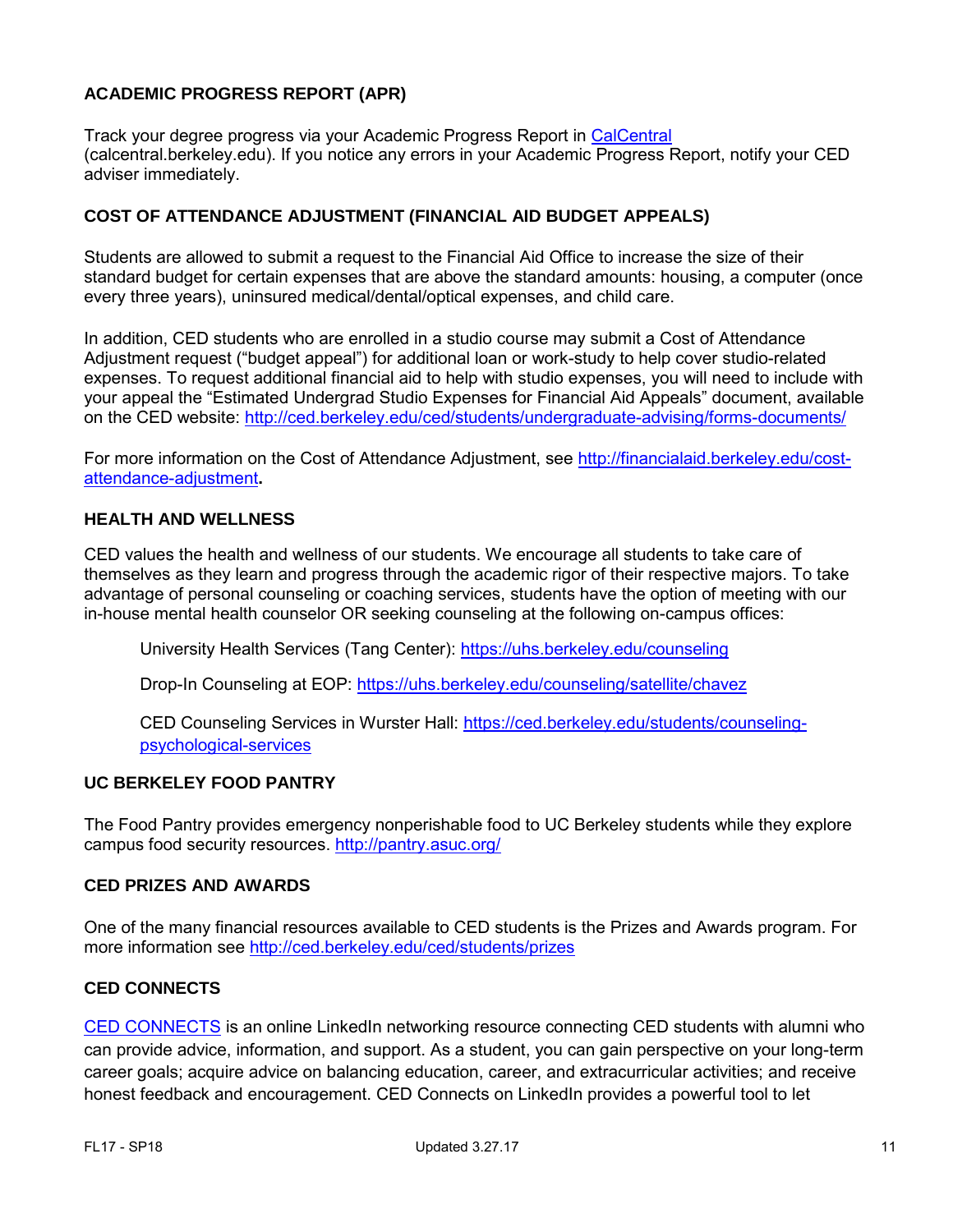### ACADEMIC PROGRESS REPORT (APR)

Track your degree progress via your Academic Progress Report in CalCentral (calcentral.berkeley.edu). If you notice any errors in your Academic Progress Report, notify your CED adviser immediately.

### COST OF ATTENDANCE ADJUSTMENT (FINANCIAL AID BUDGET APPEALS)

Students are allowed to submit a request to the Financial Aid Office to increase the size of their standard budget for certain expenses that are above the standard amounts: housing, a computer (once every three years), uninsured medical/dental/optical expenses, and child care.

In addition, CED students who are enrolled in a studio course may submit a Cost of Attendance Adjustment request ("budget appeal") for additional loan or work-study to help cover studio-related expenses. To request additional financial aid to help with studio expenses, you will need to include with your appeal the "Estimated Undergrad Studio Expenses for Financial Aid Appeals" document, available on the CED website: http://ced.berkeley.edu/ced/students/undergraduate-advising/forms-documents/

For more information on the Cost of Attendance Adjustment, see http://financialaid.berkeley.edu/cost-attendance-adjustment**.**

### HEALTH AND WELLNESS

CED values the health and wellness of our students. We encourage all students to take care of themselves as they learn and progress through the academic rigor of their respective majors. To take advantage of personal counseling or coaching services, students have the option of meeting with our in-house mental health counselor OR seeking counseling at the following on-campus offices:

University Health Services (Tang Center): https://uhs.berkeley.edu/counseling

Drop-In Counseling at EOP: https://uhs.berkeley.edu/counseling/satellite/chavez

CED Counseling Services in Wurster Hall: https://ced.berkeley.edu/students/counseling-psychological-services

### UC BERKELEY FOOD PANTRY

The Food Pantry provides emergency nonperishable food to UC Berkeley students while they explore campus food security resources. http://pantry.asuc.org/

### CED PRIZES AND AWARDS

One of the many financial resources available to CED students is the Prizes and Awards program. For more information see http://ced.berkeley.edu/ced/students/prizes

### CED CONNECTS

CED CONNECTS is an online LinkedIn networking resource connecting CED students with alumni who can provide advice, information, and support. As a student, you can gain perspective on your long-term career goals; acquire advice on balancing education, career, and extracurricular activities; and receive honest feedback and encouragement. CED Connects on LinkedIn provides a powerful tool to let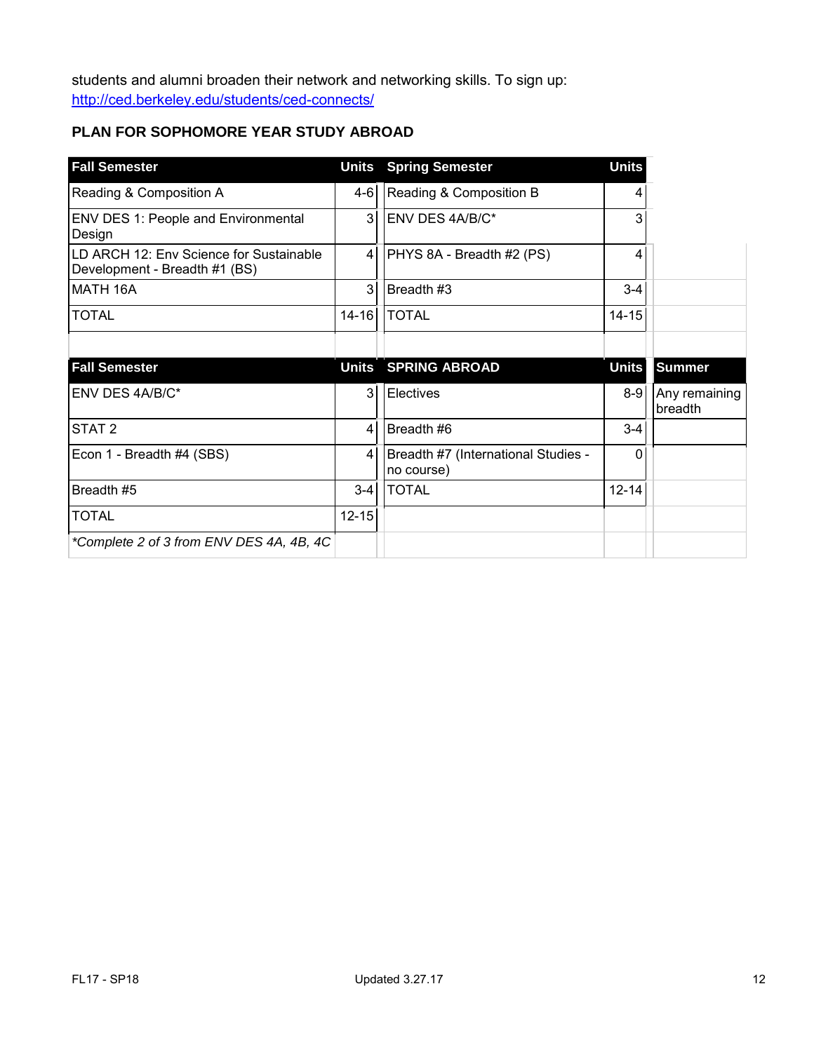students and alumni broaden their network and networking skills. To sign up: http://ced.berkeley.edu/students/ced-connects/

**PLAN FOR SOPHOMORE YEAR STUDY ABROAD**

| Fall Semester | Units | Spring Semester | Units |
|---|---|---|---|
| Reading & Composition A | 4-6 | Reading & Composition B | 4 |
| ENV DES 1: People and Environmental Design | 3 | ENV DES 4A/B/C* | 3 |
| LD ARCH 12: Env Science for Sustainable Development - Breadth #1 (BS) | 4 | PHYS 8A - Breadth #2 (PS) | 4 |
| MATH 16A | 3 | Breadth #3 | 3-4 |
| TOTAL | 14-16 | TOTAL | 14-15 |

| Fall Semester | Units | SPRING ABROAD | Units | Summer |
|---|---|---|---|---|
| ENV DES 4A/B/C* | 3 | Electives | 8-9 | Any remaining breadth |
| STAT 2 | 4 | Breadth #6 | 3-4 | |
| Econ 1 - Breadth #4 (SBS) | 4 | Breadth #7 (International Studies - no course) | 0 | |
| Breadth #5 | 3-4 | TOTAL | 12-14 | |
| TOTAL | 12-15 | | | |

*Complete 2 of 3 from ENV DES 4A, 4B, 4C*